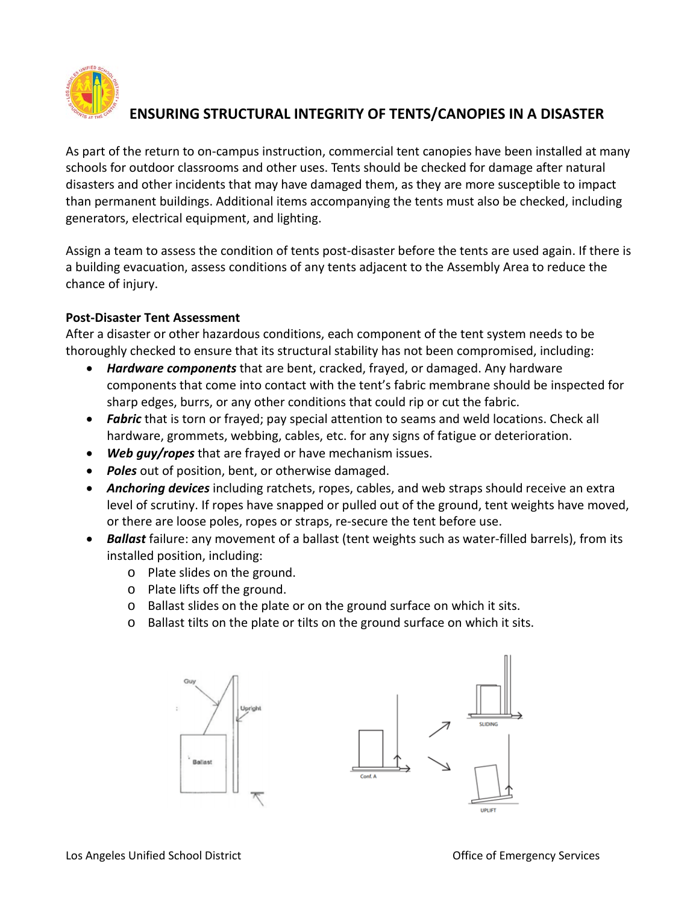# ENSURING STRUCTURAL INTEGRITY OF TENTS/CANOPIES IN A DISASTER

As part of the return to on-campus instruction, commercial tent canopies have been installed at many schools for outdoor classrooms and other uses. Tents should be checked for damage after natural disasters and other incidents that may have damaged them, as they are more susceptible to impact than permanent buildings. Additional items accompanying the tents must also be checked, including generators, electrical equipment, and lighting.

Assign a team to assess the condition of tents post-disaster before the tents are used again. If there is a building evacuation, assess conditions of any tents adjacent to the Assembly Area to reduce the chance of injury.

**Post-Disaster Tent Assessment**

After a disaster or other hazardous conditions, each component of the tent system needs to be thoroughly checked to ensure that its structural stability has not been compromised, including:

- ***Hardware components*** that are bent, cracked, frayed, or damaged. Any hardware components that come into contact with the tent's fabric membrane should be inspected for sharp edges, burrs, or any other conditions that could rip or cut the fabric.
- ***Fabric*** that is torn or frayed; pay special attention to seams and weld locations. Check all hardware, grommets, webbing, cables, etc. for any signs of fatigue or deterioration.
- ***Web guy/ropes*** that are frayed or have mechanism issues.
- ***Poles*** out of position, bent, or otherwise damaged.
- ***Anchoring devices*** including ratchets, ropes, cables, and web straps should receive an extra level of scrutiny. If ropes have snapped or pulled out of the ground, tent weights have moved, or there are loose poles, ropes or straps, re-secure the tent before use.
- ***Ballast*** failure: any movement of a ballast (tent weights such as water-filled barrels), from its installed position, including:
  - Plate slides on the ground.
  - Plate lifts off the ground.
  - Ballast slides on the plate or on the ground surface on which it sits.
  - Ballast tilts on the plate or tilts on the ground surface on which it sits.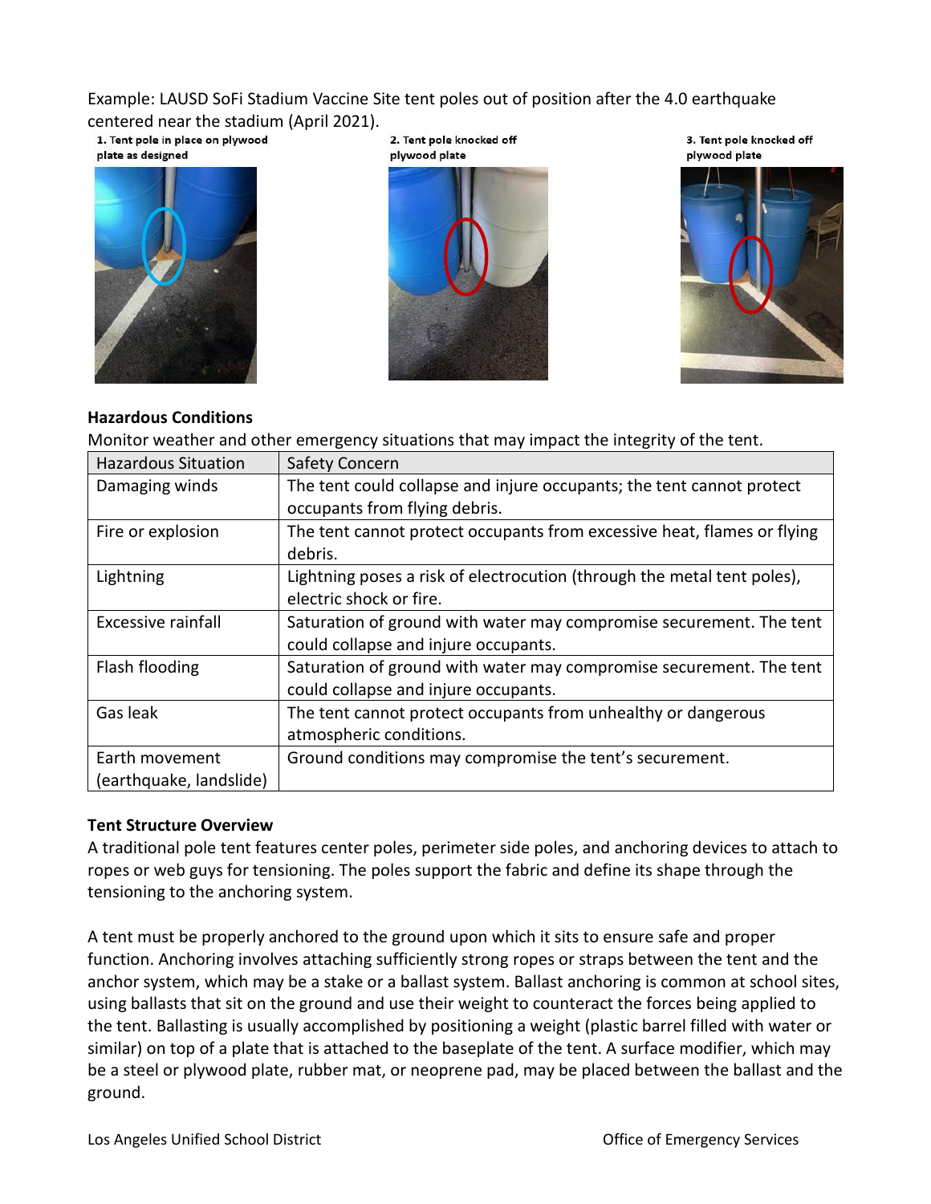Example: LAUSD SoFi Stadium Vaccine Site tent poles out of position after the 4.0 earthquake centered near the stadium (April 2021).

1. Tent pole in place on plywood plate as designed

2. Tent pole knocked off plywood plate

3. Tent pole knocked off plywood plate

**Hazardous Conditions**

Monitor weather and other emergency situations that may impact the integrity of the tent.

| Hazardous Situation | Safety Concern |
|---|---|
| Damaging winds | The tent could collapse and injure occupants; the tent cannot protect occupants from flying debris. |
| Fire or explosion | The tent cannot protect occupants from excessive heat, flames or flying debris. |
| Lightning | Lightning poses a risk of electrocution (through the metal tent poles), electric shock or fire. |
| Excessive rainfall | Saturation of ground with water may compromise securement. The tent could collapse and injure occupants. |
| Flash flooding | Saturation of ground with water may compromise securement. The tent could collapse and injure occupants. |
| Gas leak | The tent cannot protect occupants from unhealthy or dangerous atmospheric conditions. |
| Earth movement (earthquake, landslide) | Ground conditions may compromise the tent's securement. |

**Tent Structure Overview**

A traditional pole tent features center poles, perimeter side poles, and anchoring devices to attach to ropes or web guys for tensioning. The poles support the fabric and define its shape through the tensioning to the anchoring system.

A tent must be properly anchored to the ground upon which it sits to ensure safe and proper function. Anchoring involves attaching sufficiently strong ropes or straps between the tent and the anchor system, which may be a stake or a ballast system. Ballast anchoring is common at school sites, using ballasts that sit on the ground and use their weight to counteract the forces being applied to the tent. Ballasting is usually accomplished by positioning a weight (plastic barrel filled with water or similar) on top of a plate that is attached to the baseplate of the tent. A surface modifier, which may be a steel or plywood plate, rubber mat, or neoprene pad, may be placed between the ballast and the ground.